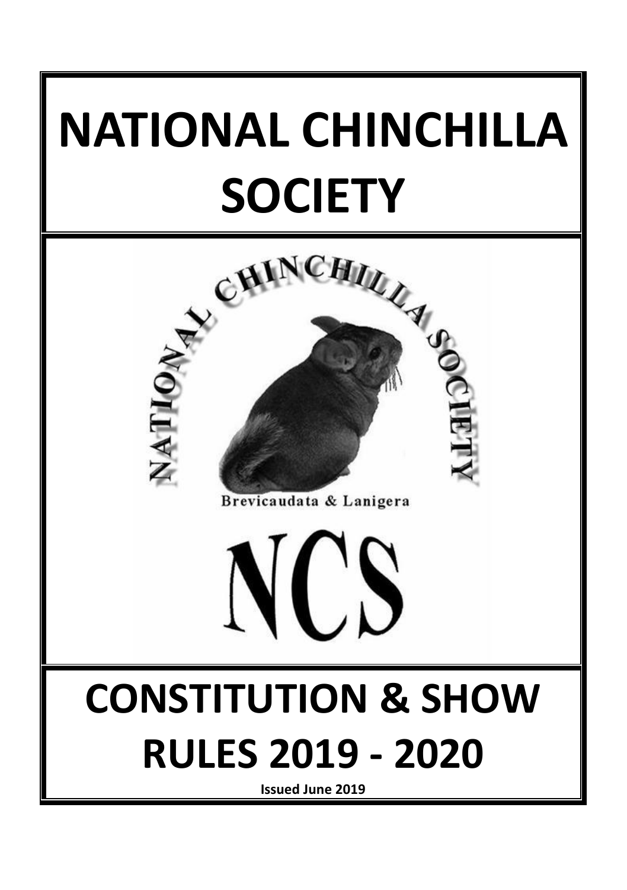# NATIONAL CHINCHILLA SOCIETY

NATIONAL CHINCHILLA SOCIETY

Brevicaudata & Lanigera

NCS

# CONSTITUTION & SHOW RULES 2019 - 2020

**Issued June 2019**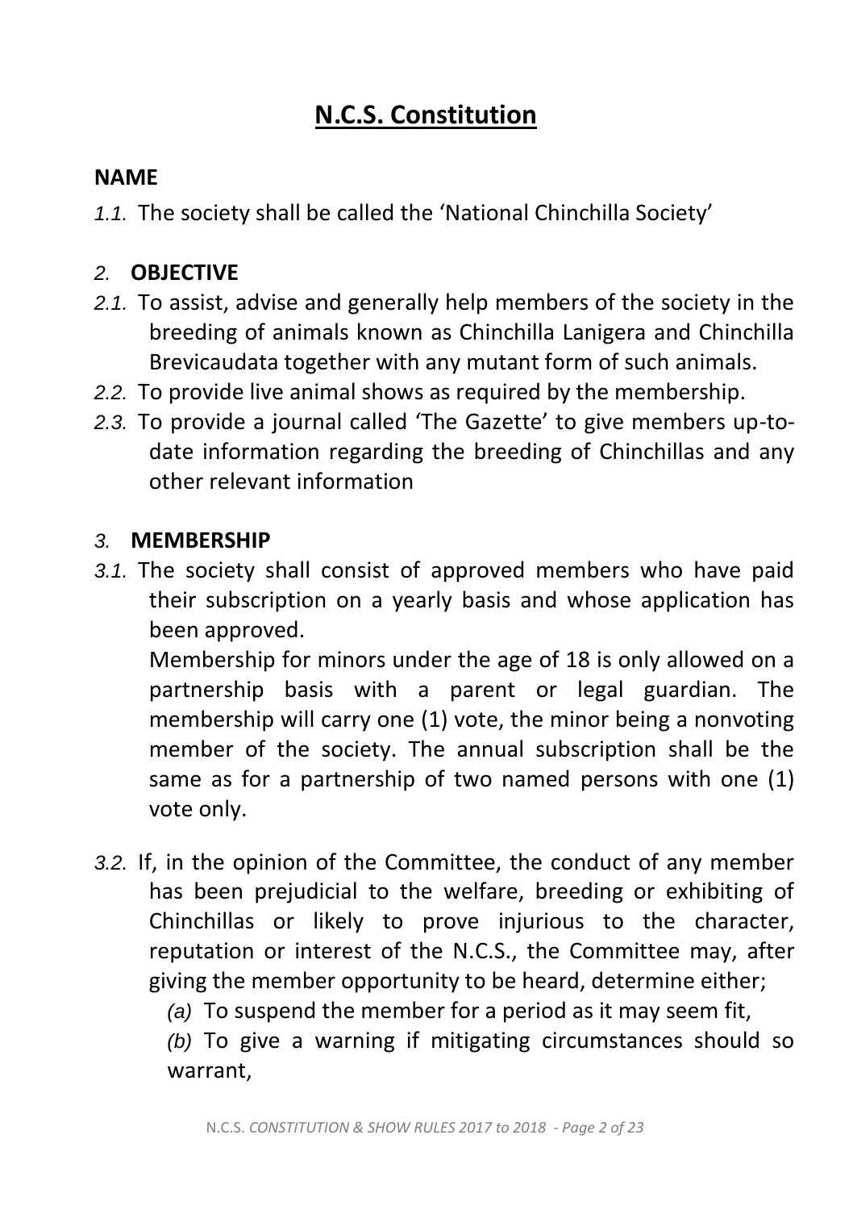# N.C.S. Constitution

## NAME

*1.1.* The society shall be called the 'National Chinchilla Society'

## *2.* OBJECTIVE

*2.1.* To assist, advise and generally help members of the society in the breeding of animals known as Chinchilla Lanigera and Chinchilla Brevicaudata together with any mutant form of such animals.

*2.2.* To provide live animal shows as required by the membership.

*2.3.* To provide a journal called 'The Gazette' to give members up-to-date information regarding the breeding of Chinchillas and any other relevant information

## *3.* MEMBERSHIP

*3.1.* The society shall consist of approved members who have paid their subscription on a yearly basis and whose application has been approved.

Membership for minors under the age of 18 is only allowed on a partnership basis with a parent or legal guardian. The membership will carry one (1) vote, the minor being a nonvoting member of the society. The annual subscription shall be the same as for a partnership of two named persons with one (1) vote only.

*3.2.* If, in the opinion of the Committee, the conduct of any member has been prejudicial to the welfare, breeding or exhibiting of Chinchillas or likely to prove injurious to the character, reputation or interest of the N.C.S., the Committee may, after giving the member opportunity to be heard, determine either;

*(a)* To suspend the member for a period as it may seem fit,

*(b)* To give a warning if mitigating circumstances should so warrant,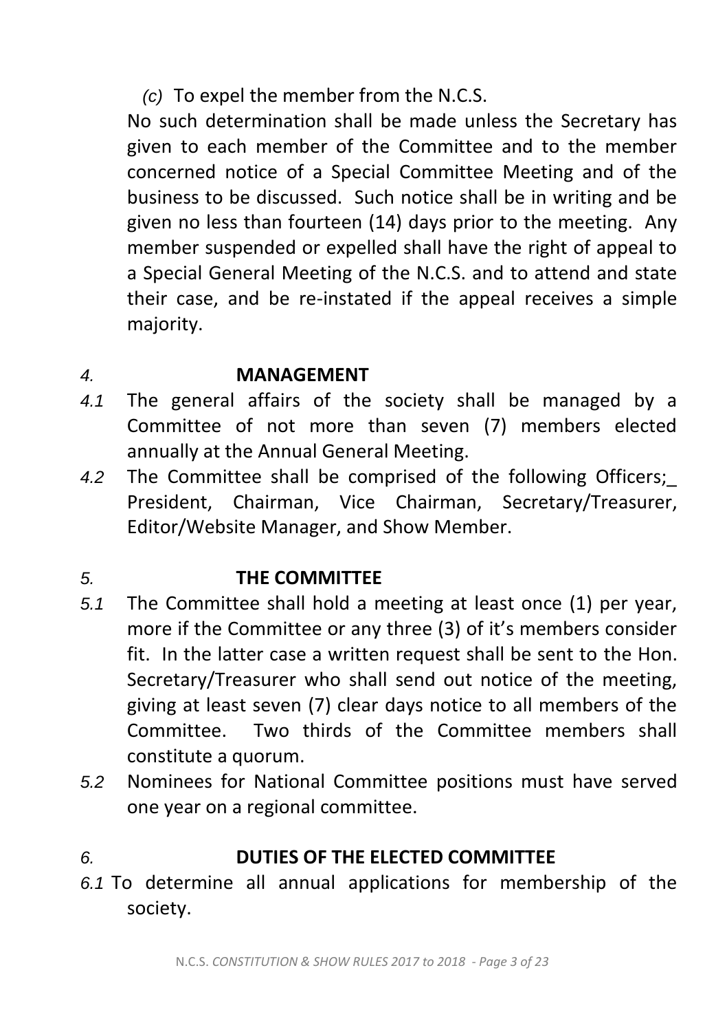*(c)* To expel the member from the N.C.S.

No such determination shall be made unless the Secretary has given to each member of the Committee and to the member concerned notice of a Special Committee Meeting and of the business to be discussed. Such notice shall be in writing and be given no less than fourteen (14) days prior to the meeting. Any member suspended or expelled shall have the right of appeal to a Special General Meeting of the N.C.S. and to attend and state their case, and be re-instated if the appeal receives a simple majority.

## *4.* MANAGEMENT

*4.1* The general affairs of the society shall be managed by a Committee of not more than seven (7) members elected annually at the Annual General Meeting.

*4.2* The Committee shall be comprised of the following Officers;_ President, Chairman, Vice Chairman, Secretary/Treasurer, Editor/Website Manager, and Show Member.

## *5.* THE COMMITTEE

*5.1* The Committee shall hold a meeting at least once (1) per year, more if the Committee or any three (3) of it's members consider fit. In the latter case a written request shall be sent to the Hon. Secretary/Treasurer who shall send out notice of the meeting, giving at least seven (7) clear days notice to all members of the Committee. Two thirds of the Committee members shall constitute a quorum.

*5.2* Nominees for National Committee positions must have served one year on a regional committee.

## *6.* DUTIES OF THE ELECTED COMMITTEE

*6.1* To determine all annual applications for membership of the society.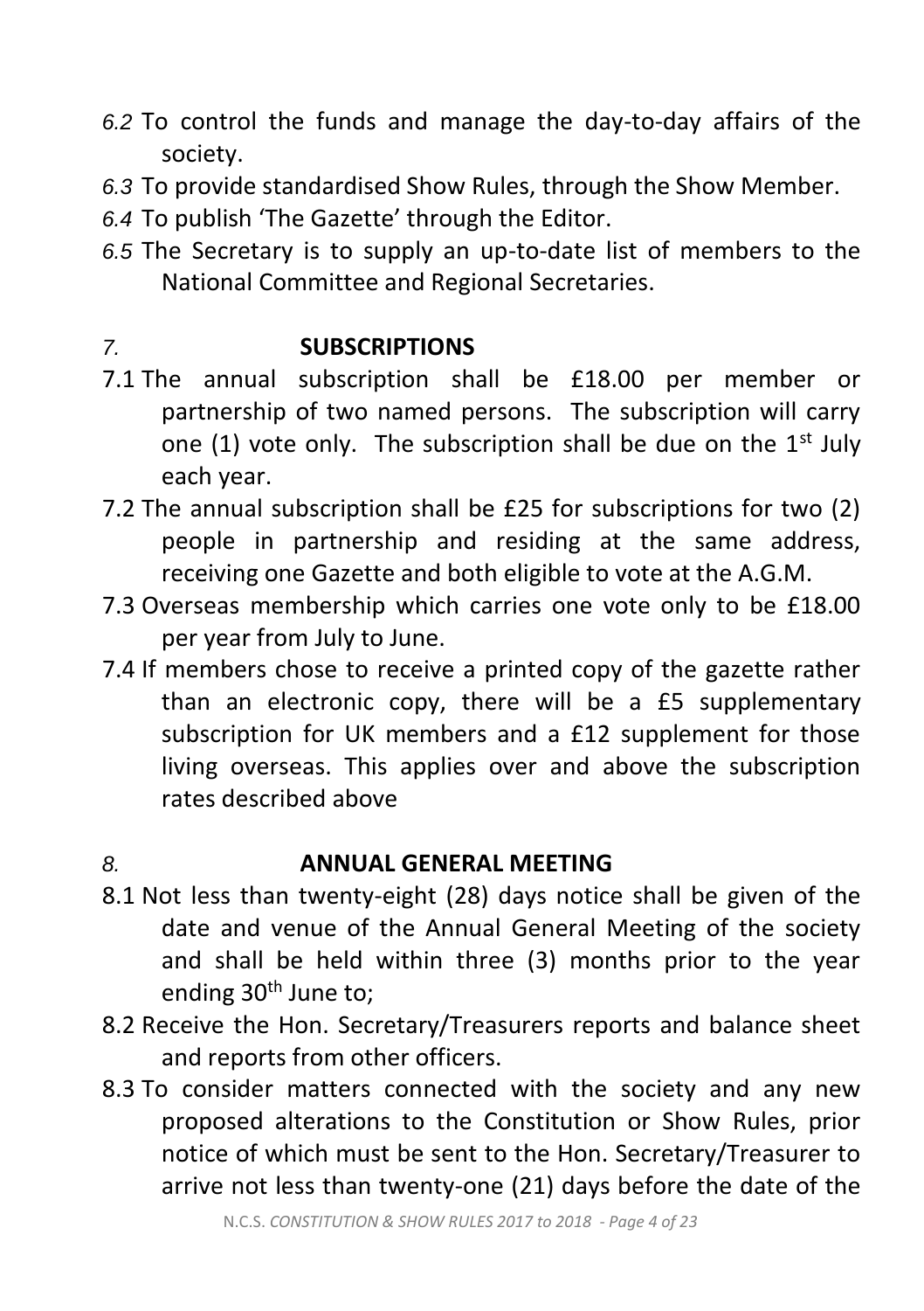*6.2* To control the funds and manage the day-to-day affairs of the society.

*6.3* To provide standardised Show Rules, through the Show Member.

*6.4* To publish 'The Gazette' through the Editor.

*6.5* The Secretary is to supply an up-to-date list of members to the National Committee and Regional Secretaries.

## *7.* SUBSCRIPTIONS

7.1 The annual subscription shall be £18.00 per member or partnership of two named persons. The subscription will carry one (1) vote only. The subscription shall be due on the 1st July each year.

7.2 The annual subscription shall be £25 for subscriptions for two (2) people in partnership and residing at the same address, receiving one Gazette and both eligible to vote at the A.G.M.

7.3 Overseas membership which carries one vote only to be £18.00 per year from July to June.

7.4 If members chose to receive a printed copy of the gazette rather than an electronic copy, there will be a £5 supplementary subscription for UK members and a £12 supplement for those living overseas. This applies over and above the subscription rates described above

## *8.* ANNUAL GENERAL MEETING

8.1 Not less than twenty-eight (28) days notice shall be given of the date and venue of the Annual General Meeting of the society and shall be held within three (3) months prior to the year ending 30th June to;

8.2 Receive the Hon. Secretary/Treasurers reports and balance sheet and reports from other officers.

8.3 To consider matters connected with the society and any new proposed alterations to the Constitution or Show Rules, prior notice of which must be sent to the Hon. Secretary/Treasurer to arrive not less than twenty-one (21) days before the date of the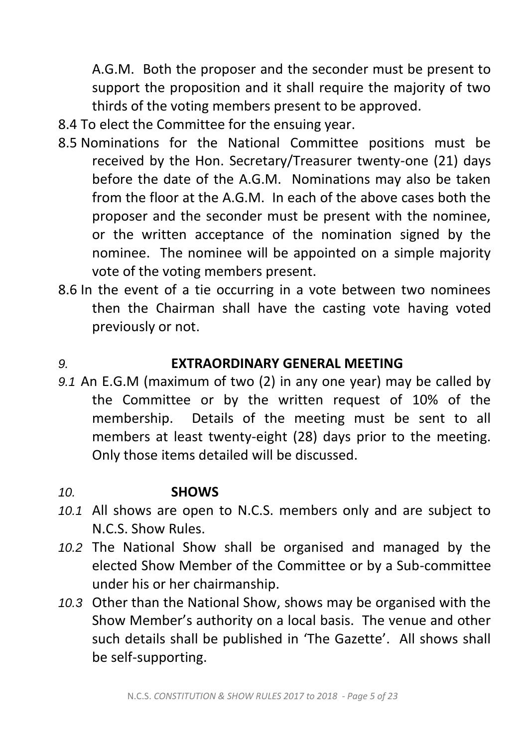A.G.M. Both the proposer and the seconder must be present to support the proposition and it shall require the majority of two thirds of the voting members present to be approved.

8.4 To elect the Committee for the ensuing year.

8.5 Nominations for the National Committee positions must be received by the Hon. Secretary/Treasurer twenty-one (21) days before the date of the A.G.M. Nominations may also be taken from the floor at the A.G.M. In each of the above cases both the proposer and the seconder must be present with the nominee, or the written acceptance of the nomination signed by the nominee. The nominee will be appointed on a simple majority vote of the voting members present.

8.6 In the event of a tie occurring in a vote between two nominees then the Chairman shall have the casting vote having voted previously or not.

## *9.* EXTRAORDINARY GENERAL MEETING

*9.1* An E.G.M (maximum of two (2) in any one year) may be called by the Committee or by the written request of 10% of the membership. Details of the meeting must be sent to all members at least twenty-eight (28) days prior to the meeting. Only those items detailed will be discussed.

## *10.* SHOWS

*10.1* All shows are open to N.C.S. members only and are subject to N.C.S. Show Rules.

*10.2* The National Show shall be organised and managed by the elected Show Member of the Committee or by a Sub-committee under his or her chairmanship.

*10.3* Other than the National Show, shows may be organised with the Show Member's authority on a local basis. The venue and other such details shall be published in 'The Gazette'. All shows shall be self-supporting.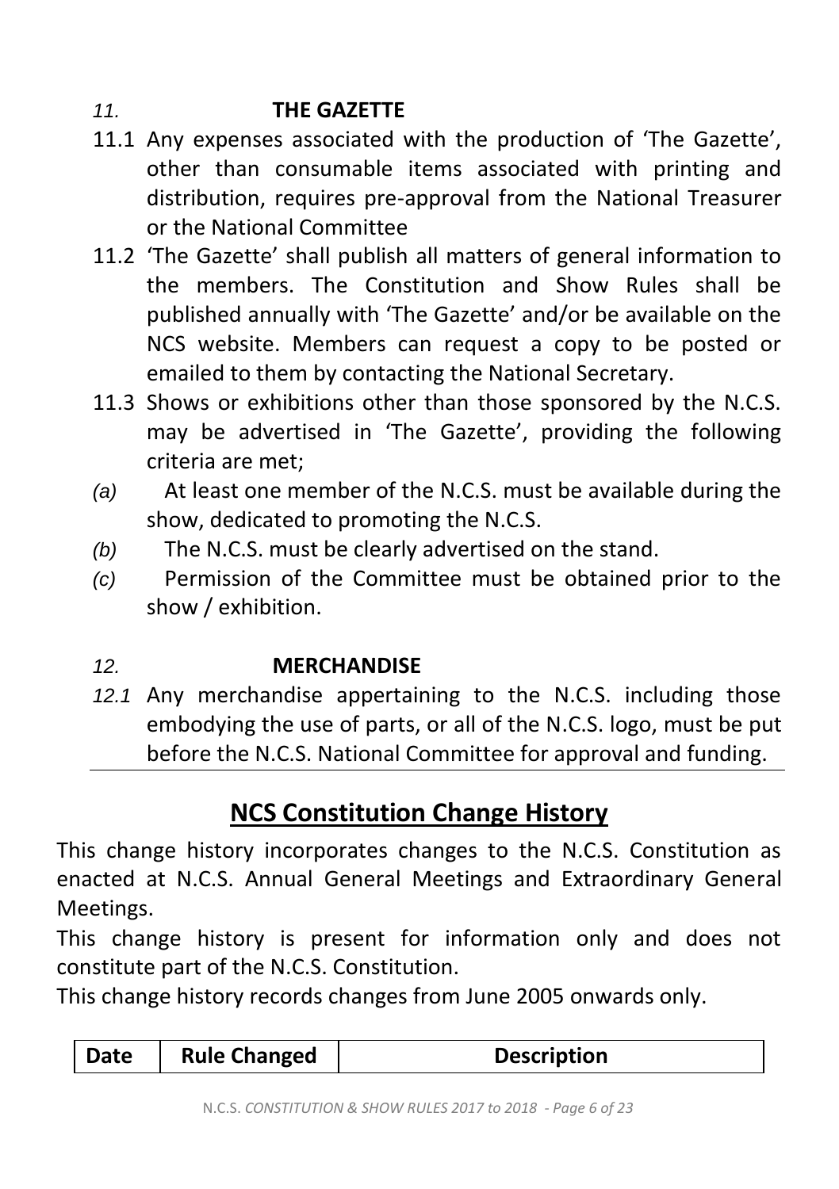## 11. THE GAZETTE

11.1 Any expenses associated with the production of 'The Gazette', other than consumable items associated with printing and distribution, requires pre-approval from the National Treasurer or the National Committee

11.2 'The Gazette' shall publish all matters of general information to the members. The Constitution and Show Rules shall be published annually with 'The Gazette' and/or be available on the NCS website. Members can request a copy to be posted or emailed to them by contacting the National Secretary.

11.3 Shows or exhibitions other than those sponsored by the N.C.S. may be advertised in 'The Gazette', providing the following criteria are met;

*(a)* At least one member of the N.C.S. must be available during the show, dedicated to promoting the N.C.S.

*(b)* The N.C.S. must be clearly advertised on the stand.

*(c)* Permission of the Committee must be obtained prior to the show / exhibition.

## 12. MERCHANDISE

*12.1* Any merchandise appertaining to the N.C.S. including those embodying the use of parts, or all of the N.C.S. logo, must be put before the N.C.S. National Committee for approval and funding.

## NCS Constitution Change History

This change history incorporates changes to the N.C.S. Constitution as enacted at N.C.S. Annual General Meetings and Extraordinary General Meetings.

This change history is present for information only and does not constitute part of the N.C.S. Constitution.

This change history records changes from June 2005 onwards only.

| Date | Rule Changed | Description |
|---|---|---|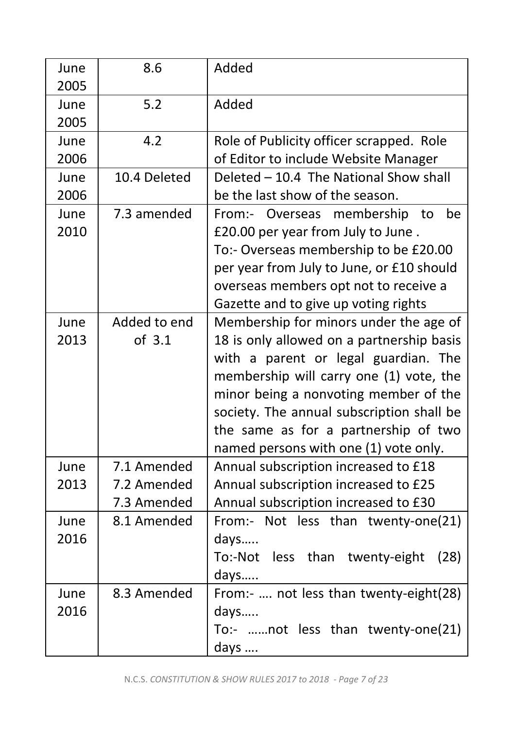| June 2005 | 8.6 | Added |
|---|---|---|
| June 2005 | 5.2 | Added |
| June 2006 | 4.2 | Role of Publicity officer scrapped. Role of Editor to include Website Manager |
| June 2006 | 10.4 Deleted | Deleted – 10.4 The National Show shall be the last show of the season. |
| June 2010 | 7.3 amended | From:- Overseas membership to be £20.00 per year from July to June .<br>To:- Overseas membership to be £20.00 per year from July to June, or £10 should overseas members opt not to receive a Gazette and to give up voting rights |
| June 2013 | Added to end of 3.1 | Membership for minors under the age of 18 is only allowed on a partnership basis with a parent or legal guardian. The membership will carry one (1) vote, the minor being a nonvoting member of the society. The annual subscription shall be the same as for a partnership of two named persons with one (1) vote only. |
| June 2013 | 7.1 Amended<br>7.2 Amended<br>7.3 Amended | Annual subscription increased to £18<br>Annual subscription increased to £25<br>Annual subscription increased to £30 |
| June 2016 | 8.1 Amended | From:- Not less than twenty-one(21) days…..<br>To:-Not less than twenty-eight (28) days….. |
| June 2016 | 8.3 Amended | From:- …. not less than twenty-eight(28) days…..<br>To:- ……not less than twenty-one(21) days …. |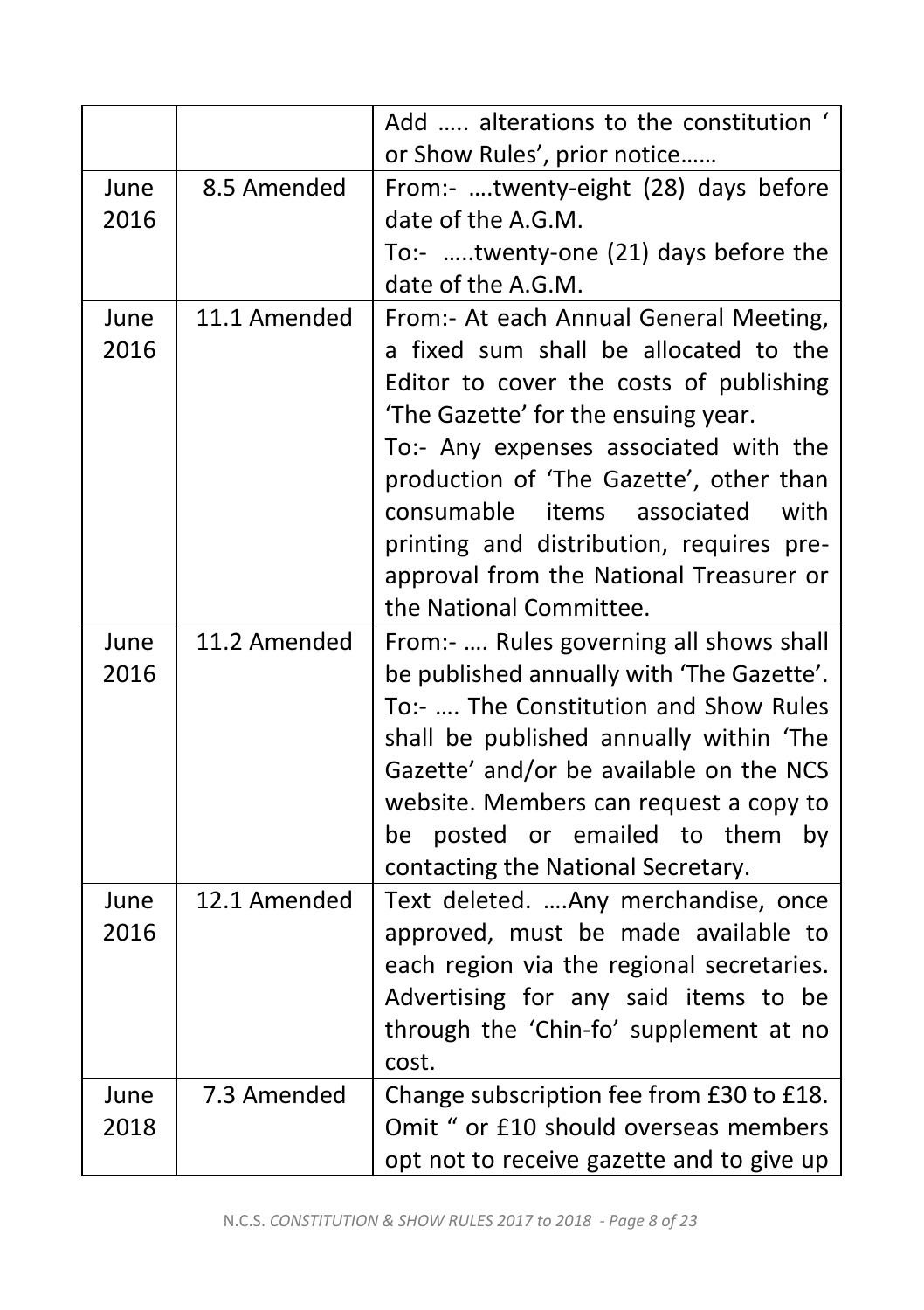| | | |
|---|---|---|
| | | Add ….. alterations to the constitution ' or Show Rules', prior notice…… |
| June 2016 | 8.5 Amended | From:- ….twenty-eight (28) days before date of the A.G.M.<br>To:- …..twenty-one (21) days before the date of the A.G.M. |
| June 2016 | 11.1 Amended | From:- At each Annual General Meeting, a fixed sum shall be allocated to the Editor to cover the costs of publishing 'The Gazette' for the ensuing year.<br>To:- Any expenses associated with the production of 'The Gazette', other than consumable items associated with printing and distribution, requires pre-approval from the National Treasurer or the National Committee. |
| June 2016 | 11.2 Amended | From:- …. Rules governing all shows shall be published annually with 'The Gazette'.<br>To:- …. The Constitution and Show Rules shall be published annually within 'The Gazette' and/or be available on the NCS website. Members can request a copy to be posted or emailed to them by contacting the National Secretary. |
| June 2016 | 12.1 Amended | Text deleted. ….Any merchandise, once approved, must be made available to each region via the regional secretaries. Advertising for any said items to be through the 'Chin-fo' supplement at no cost. |
| June 2018 | 7.3 Amended | Change subscription fee from £30 to £18. Omit " or £10 should overseas members opt not to receive gazette and to give up |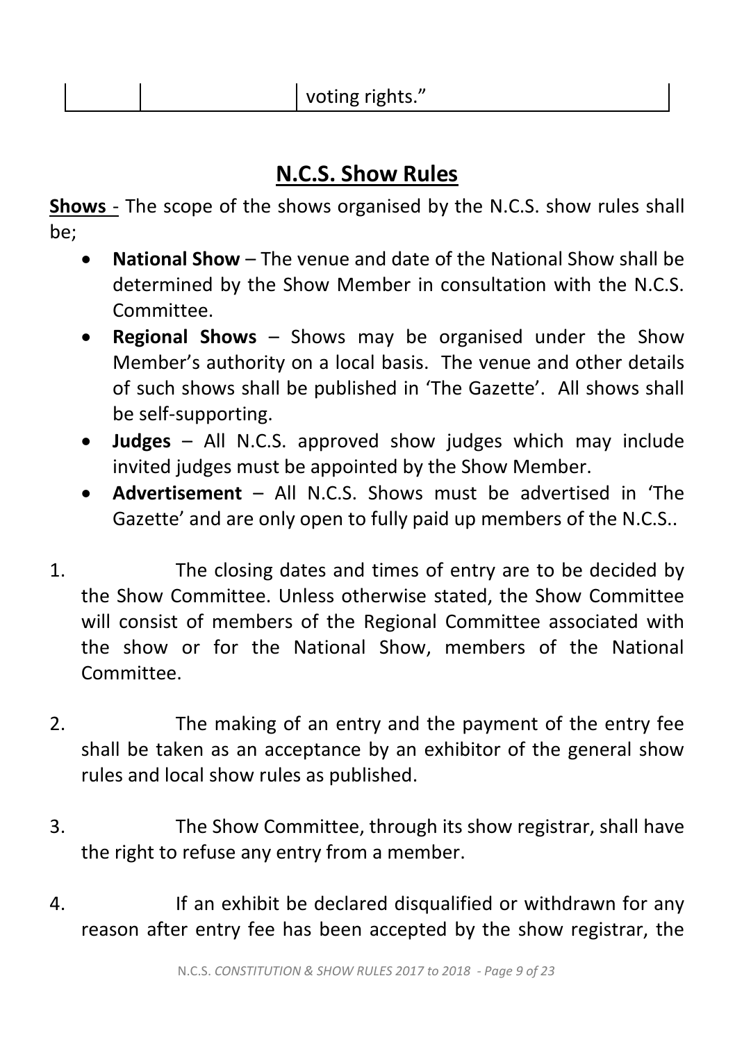| | | voting rights." |
|---|---|---|

## N.C.S. Show Rules

**Shows** - The scope of the shows organised by the N.C.S. show rules shall be;

- **National Show** – The venue and date of the National Show shall be determined by the Show Member in consultation with the N.C.S. Committee.
- **Regional Shows** – Shows may be organised under the Show Member's authority on a local basis. The venue and other details of such shows shall be published in 'The Gazette'. All shows shall be self-supporting.
- **Judges** – All N.C.S. approved show judges which may include invited judges must be appointed by the Show Member.
- **Advertisement** – All N.C.S. Shows must be advertised in 'The Gazette' and are only open to fully paid up members of the N.C.S..

1. The closing dates and times of entry are to be decided by the Show Committee. Unless otherwise stated, the Show Committee will consist of members of the Regional Committee associated with the show or for the National Show, members of the National Committee.

2. The making of an entry and the payment of the entry fee shall be taken as an acceptance by an exhibitor of the general show rules and local show rules as published.

3. The Show Committee, through its show registrar, shall have the right to refuse any entry from a member.

4. If an exhibit be declared disqualified or withdrawn for any reason after entry fee has been accepted by the show registrar, the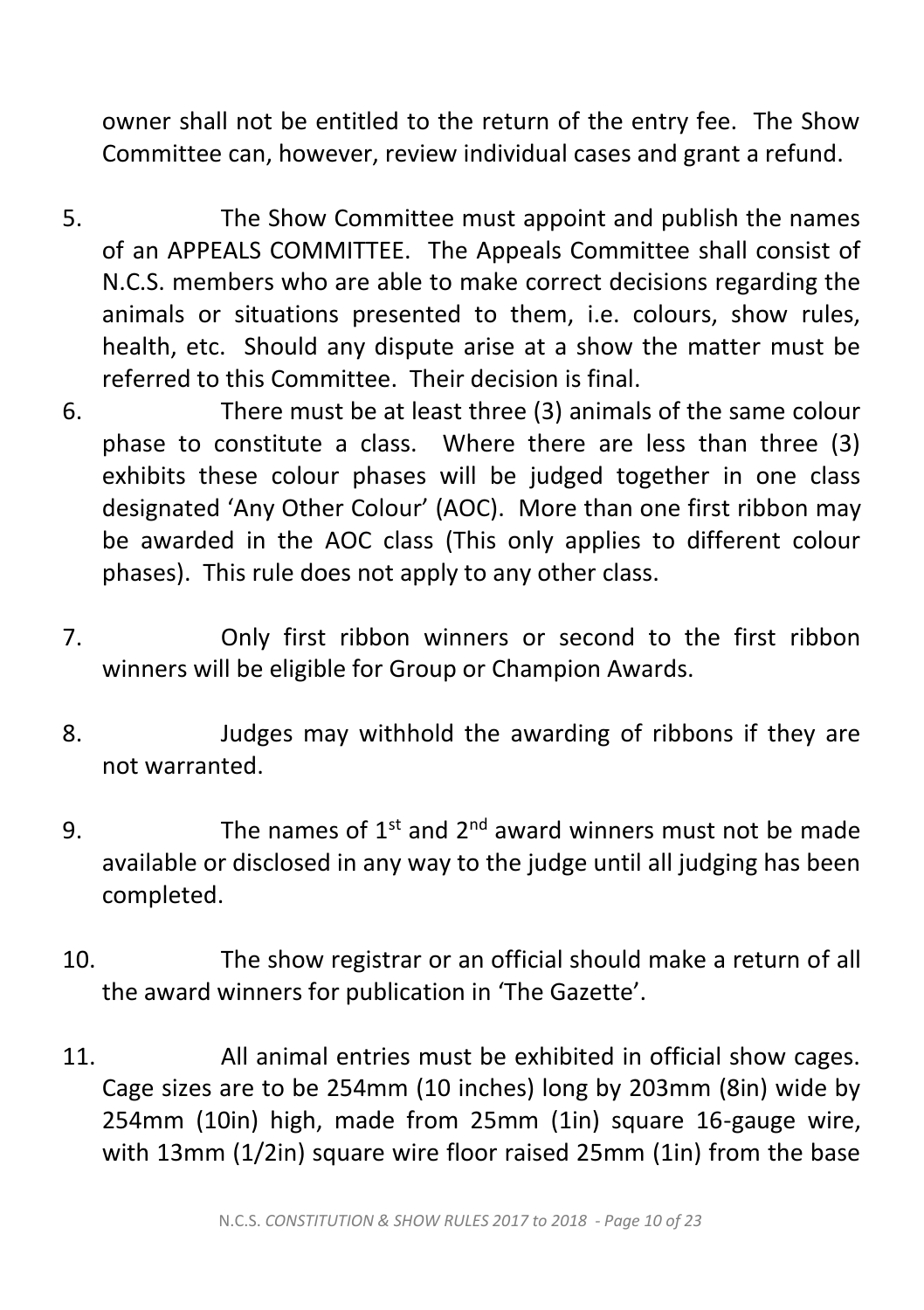owner shall not be entitled to the return of the entry fee. The Show Committee can, however, review individual cases and grant a refund.

5. The Show Committee must appoint and publish the names of an APPEALS COMMITTEE. The Appeals Committee shall consist of N.C.S. members who are able to make correct decisions regarding the animals or situations presented to them, i.e. colours, show rules, health, etc. Should any dispute arise at a show the matter must be referred to this Committee. Their decision is final.

6. There must be at least three (3) animals of the same colour phase to constitute a class. Where there are less than three (3) exhibits these colour phases will be judged together in one class designated 'Any Other Colour' (AOC). More than one first ribbon may be awarded in the AOC class (This only applies to different colour phases). This rule does not apply to any other class.

7. Only first ribbon winners or second to the first ribbon winners will be eligible for Group or Champion Awards.

8. Judges may withhold the awarding of ribbons if they are not warranted.

9. The names of 1st and 2nd award winners must not be made available or disclosed in any way to the judge until all judging has been completed.

10. The show registrar or an official should make a return of all the award winners for publication in 'The Gazette'.

11. All animal entries must be exhibited in official show cages. Cage sizes are to be 254mm (10 inches) long by 203mm (8in) wide by 254mm (10in) high, made from 25mm (1in) square 16-gauge wire, with 13mm (1/2in) square wire floor raised 25mm (1in) from the base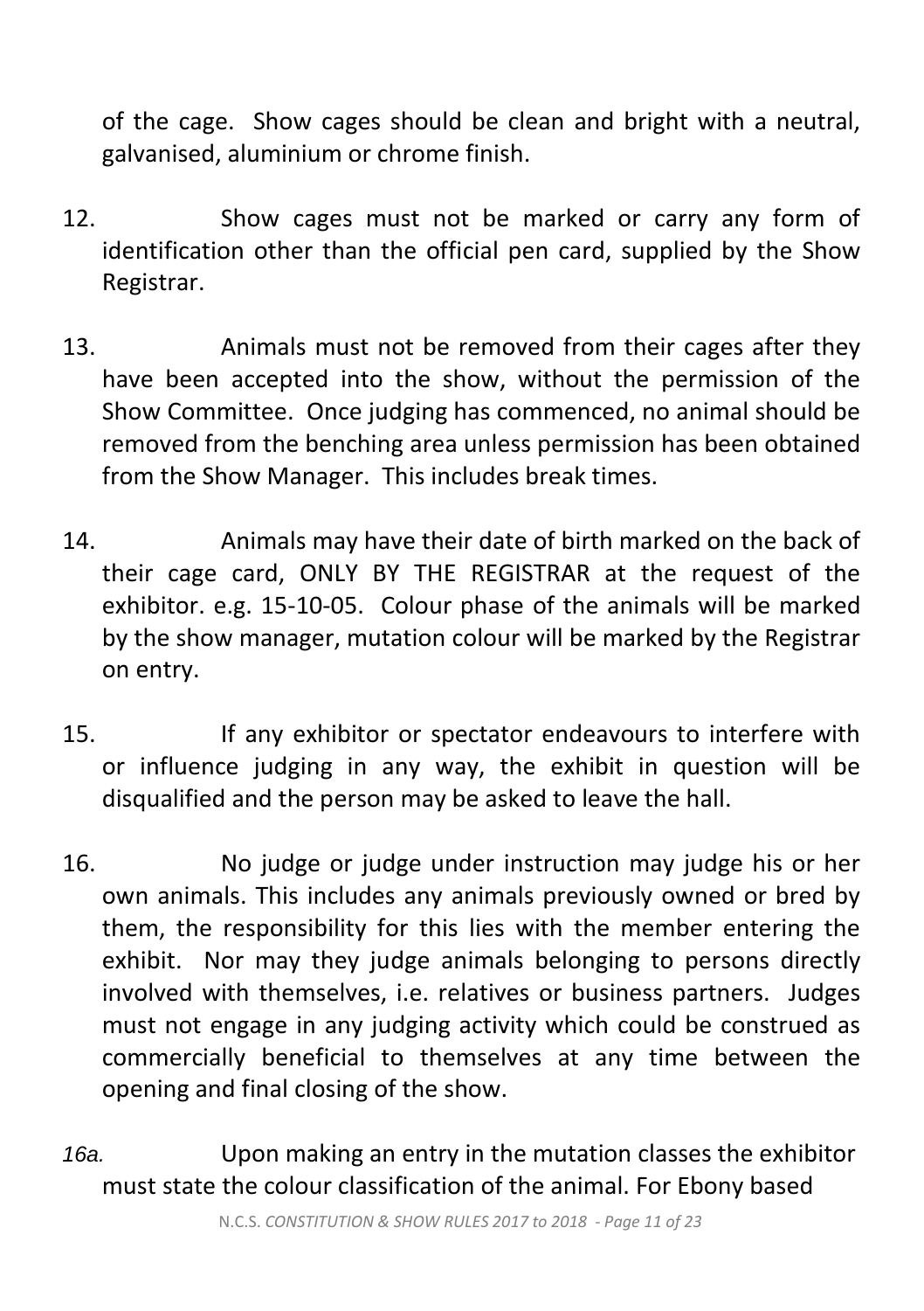of the cage. Show cages should be clean and bright with a neutral, galvanised, aluminium or chrome finish.

12. Show cages must not be marked or carry any form of identification other than the official pen card, supplied by the Show Registrar.

13. Animals must not be removed from their cages after they have been accepted into the show, without the permission of the Show Committee. Once judging has commenced, no animal should be removed from the benching area unless permission has been obtained from the Show Manager. This includes break times.

14. Animals may have their date of birth marked on the back of their cage card, ONLY BY THE REGISTRAR at the request of the exhibitor. e.g. 15-10-05. Colour phase of the animals will be marked by the show manager, mutation colour will be marked by the Registrar on entry.

15. If any exhibitor or spectator endeavours to interfere with or influence judging in any way, the exhibit in question will be disqualified and the person may be asked to leave the hall.

16. No judge or judge under instruction may judge his or her own animals. This includes any animals previously owned or bred by them, the responsibility for this lies with the member entering the exhibit. Nor may they judge animals belonging to persons directly involved with themselves, i.e. relatives or business partners. Judges must not engage in any judging activity which could be construed as commercially beneficial to themselves at any time between the opening and final closing of the show.

*16a.* Upon making an entry in the mutation classes the exhibitor must state the colour classification of the animal. For Ebony based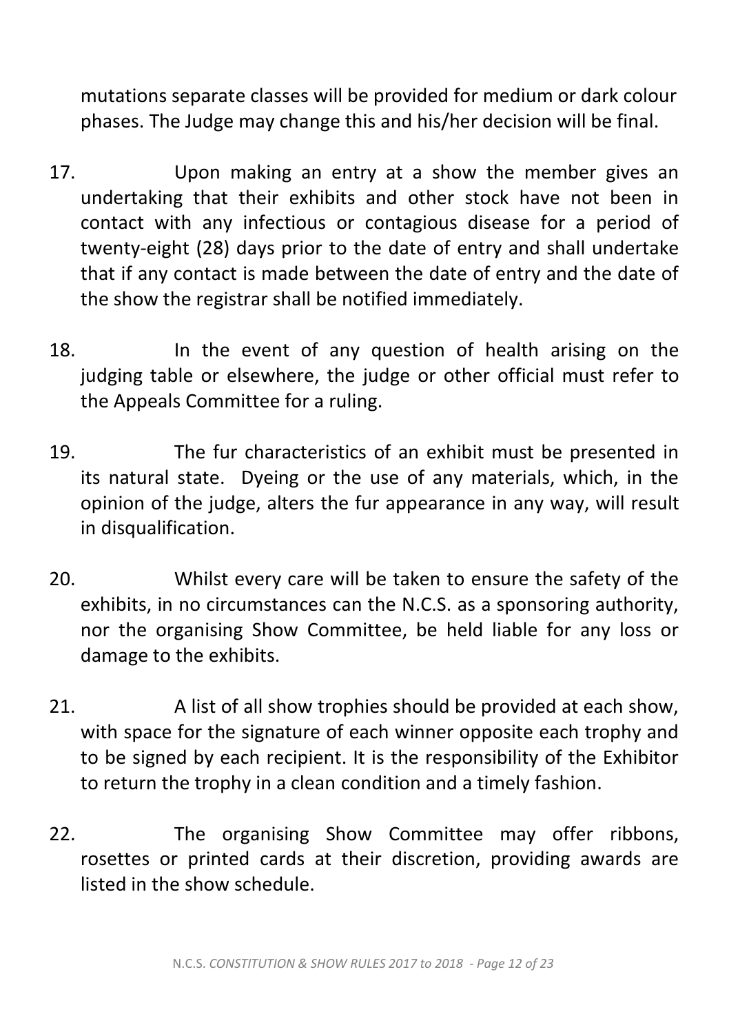mutations separate classes will be provided for medium or dark colour phases. The Judge may change this and his/her decision will be final.

17. Upon making an entry at a show the member gives an undertaking that their exhibits and other stock have not been in contact with any infectious or contagious disease for a period of twenty-eight (28) days prior to the date of entry and shall undertake that if any contact is made between the date of entry and the date of the show the registrar shall be notified immediately.

18. In the event of any question of health arising on the judging table or elsewhere, the judge or other official must refer to the Appeals Committee for a ruling.

19. The fur characteristics of an exhibit must be presented in its natural state. Dyeing or the use of any materials, which, in the opinion of the judge, alters the fur appearance in any way, will result in disqualification.

20. Whilst every care will be taken to ensure the safety of the exhibits, in no circumstances can the N.C.S. as a sponsoring authority, nor the organising Show Committee, be held liable for any loss or damage to the exhibits.

21. A list of all show trophies should be provided at each show, with space for the signature of each winner opposite each trophy and to be signed by each recipient. It is the responsibility of the Exhibitor to return the trophy in a clean condition and a timely fashion.

22. The organising Show Committee may offer ribbons, rosettes or printed cards at their discretion, providing awards are listed in the show schedule.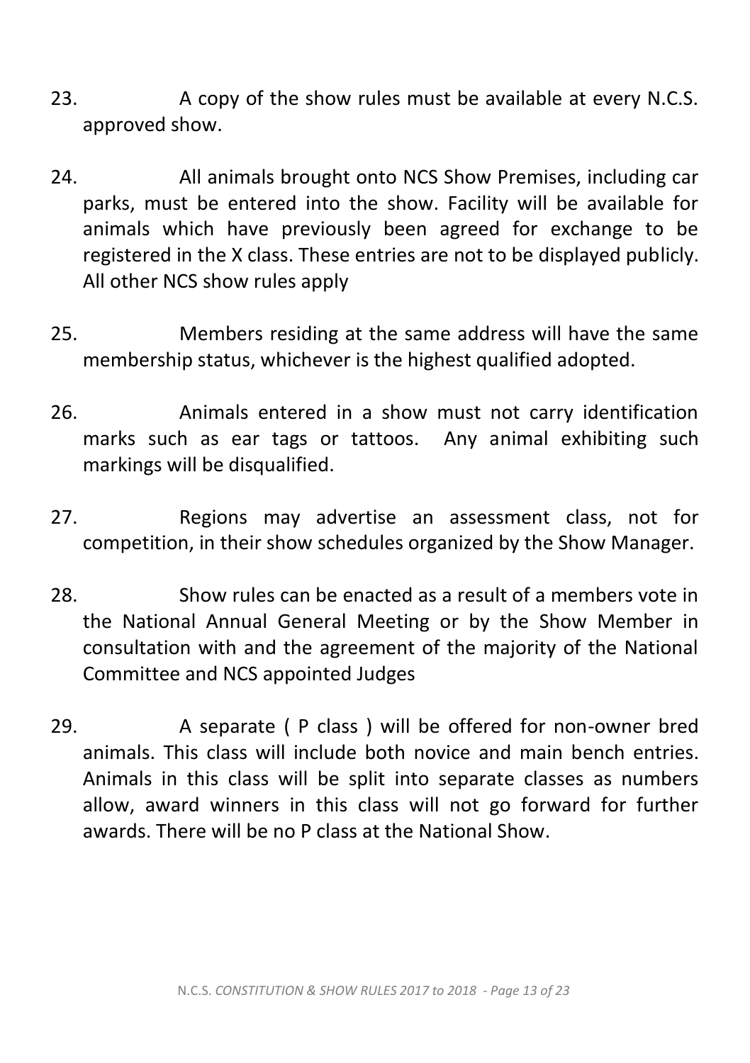23. A copy of the show rules must be available at every N.C.S. approved show.

24. All animals brought onto NCS Show Premises, including car parks, must be entered into the show. Facility will be available for animals which have previously been agreed for exchange to be registered in the X class. These entries are not to be displayed publicly. All other NCS show rules apply

25. Members residing at the same address will have the same membership status, whichever is the highest qualified adopted.

26. Animals entered in a show must not carry identification marks such as ear tags or tattoos. Any animal exhibiting such markings will be disqualified.

27. Regions may advertise an assessment class, not for competition, in their show schedules organized by the Show Manager.

28. Show rules can be enacted as a result of a members vote in the National Annual General Meeting or by the Show Member in consultation with and the agreement of the majority of the National Committee and NCS appointed Judges

29. A separate ( P class ) will be offered for non-owner bred animals. This class will include both novice and main bench entries. Animals in this class will be split into separate classes as numbers allow, award winners in this class will not go forward for further awards. There will be no P class at the National Show.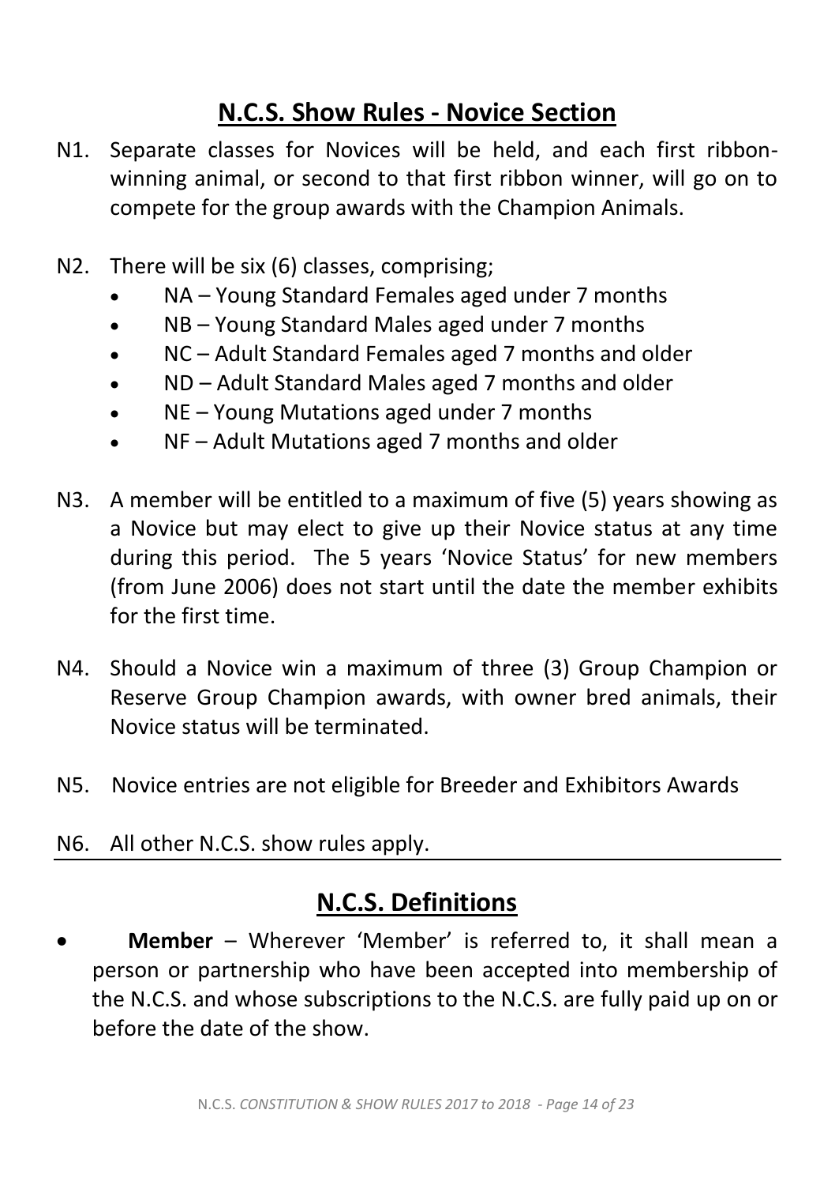## N.C.S. Show Rules - Novice Section

N1. Separate classes for Novices will be held, and each first ribbon-winning animal, or second to that first ribbon winner, will go on to compete for the group awards with the Champion Animals.

N2. There will be six (6) classes, comprising;

- NA – Young Standard Females aged under 7 months
- NB – Young Standard Males aged under 7 months
- NC – Adult Standard Females aged 7 months and older
- ND – Adult Standard Males aged 7 months and older
- NE – Young Mutations aged under 7 months
- NF – Adult Mutations aged 7 months and older

N3. A member will be entitled to a maximum of five (5) years showing as a Novice but may elect to give up their Novice status at any time during this period. The 5 years 'Novice Status' for new members (from June 2006) does not start until the date the member exhibits for the first time.

N4. Should a Novice win a maximum of three (3) Group Champion or Reserve Group Champion awards, with owner bred animals, their Novice status will be terminated.

N5. Novice entries are not eligible for Breeder and Exhibitors Awards

N6. All other N.C.S. show rules apply.

## N.C.S. Definitions

- **Member** – Wherever 'Member' is referred to, it shall mean a person or partnership who have been accepted into membership of the N.C.S. and whose subscriptions to the N.C.S. are fully paid up on or before the date of the show.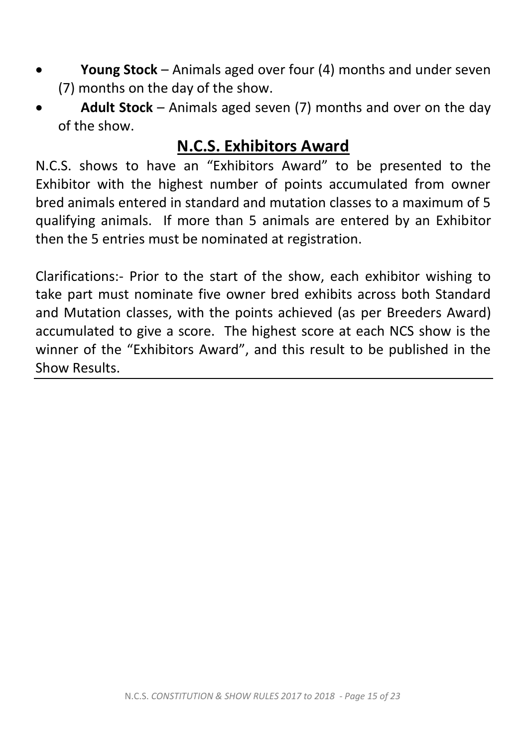- **Young Stock** – Animals aged over four (4) months and under seven (7) months on the day of the show.
- **Adult Stock** – Animals aged seven (7) months and over on the day of the show.

## N.C.S. Exhibitors Award

N.C.S. shows to have an "Exhibitors Award" to be presented to the Exhibitor with the highest number of points accumulated from owner bred animals entered in standard and mutation classes to a maximum of 5 qualifying animals. If more than 5 animals are entered by an Exhibitor then the 5 entries must be nominated at registration.

Clarifications:- Prior to the start of the show, each exhibitor wishing to take part must nominate five owner bred exhibits across both Standard and Mutation classes, with the points achieved (as per Breeders Award) accumulated to give a score. The highest score at each NCS show is the winner of the "Exhibitors Award", and this result to be published in the Show Results.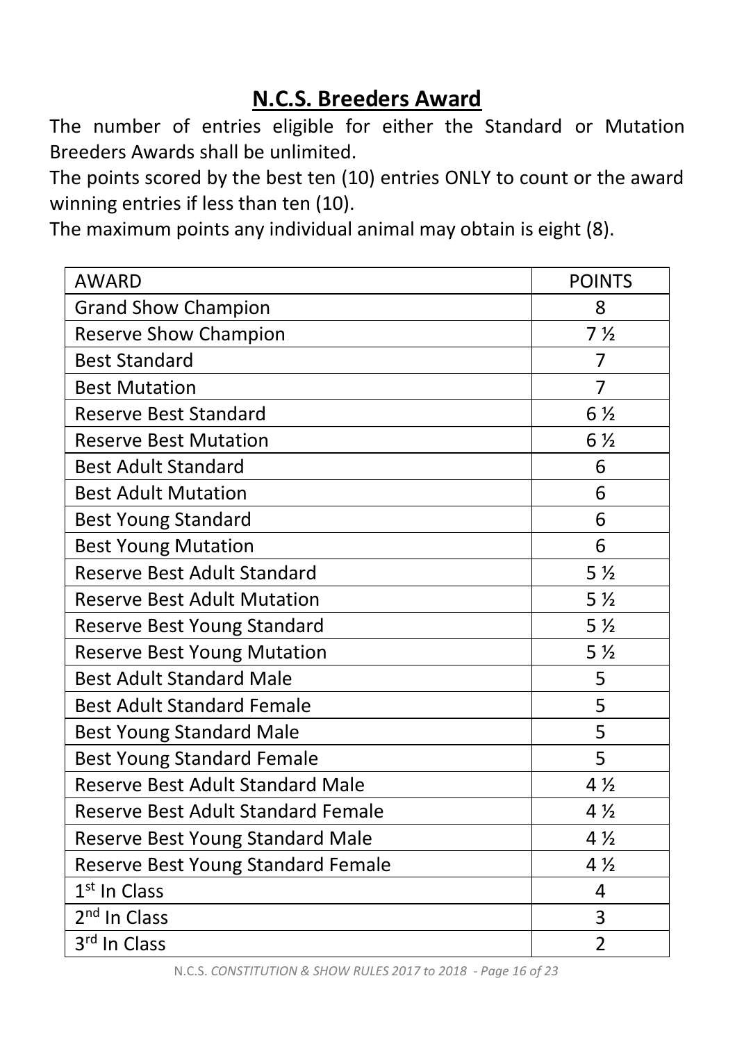## N.C.S. Breeders Award

The number of entries eligible for either the Standard or Mutation Breeders Awards shall be unlimited.

The points scored by the best ten (10) entries ONLY to count or the award winning entries if less than ten (10).

The maximum points any individual animal may obtain is eight (8).

| AWARD | POINTS |
|---|---|
| Grand Show Champion | 8 |
| Reserve Show Champion | 7 ½ |
| Best Standard | 7 |
| Best Mutation | 7 |
| Reserve Best Standard | 6 ½ |
| Reserve Best Mutation | 6 ½ |
| Best Adult Standard | 6 |
| Best Adult Mutation | 6 |
| Best Young Standard | 6 |
| Best Young Mutation | 6 |
| Reserve Best Adult Standard | 5 ½ |
| Reserve Best Adult Mutation | 5 ½ |
| Reserve Best Young Standard | 5 ½ |
| Reserve Best Young Mutation | 5 ½ |
| Best Adult Standard Male | 5 |
| Best Adult Standard Female | 5 |
| Best Young Standard Male | 5 |
| Best Young Standard Female | 5 |
| Reserve Best Adult Standard Male | 4 ½ |
| Reserve Best Adult Standard Female | 4 ½ |
| Reserve Best Young Standard Male | 4 ½ |
| Reserve Best Young Standard Female | 4 ½ |
| 1st In Class | 4 |
| 2nd In Class | 3 |
| 3rd In Class | 2 |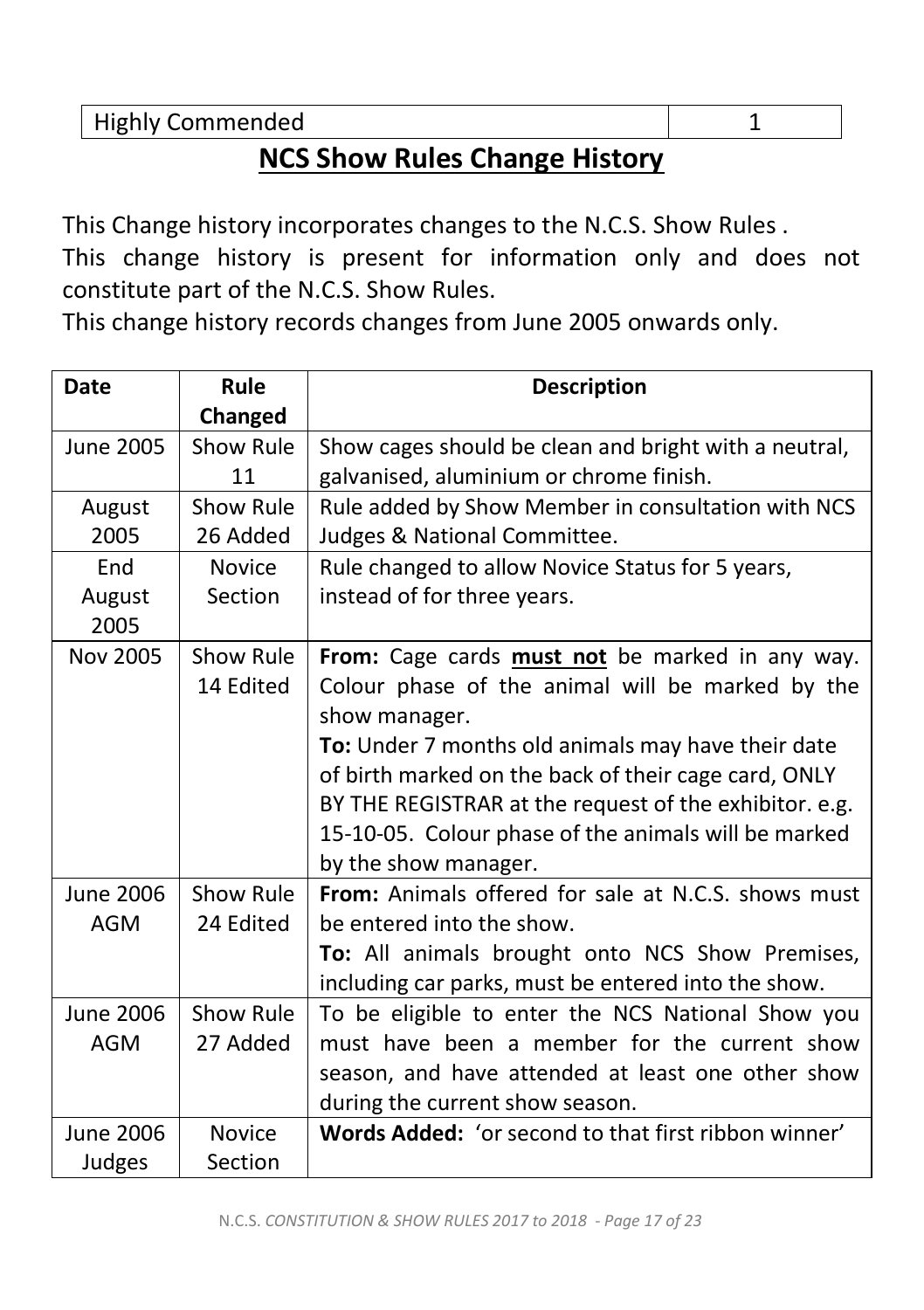| Highly Commended | 1 |
|---|---|

## NCS Show Rules Change History

This Change history incorporates changes to the N.C.S. Show Rules .
This change history is present for information only and does not constitute part of the N.C.S. Show Rules.
This change history records changes from June 2005 onwards only.

| Date | Rule Changed | Description |
|---|---|---|
| June 2005 | Show Rule 11 | Show cages should be clean and bright with a neutral, galvanised, aluminium or chrome finish. |
| August 2005 | Show Rule 26 Added | Rule added by Show Member in consultation with NCS Judges & National Committee. |
| End August 2005 | Novice Section | Rule changed to allow Novice Status for 5 years, instead of for three years. |
| Nov 2005 | Show Rule 14 Edited | **From:** Cage cards **<u>must not</u>** be marked in any way. Colour phase of the animal will be marked by the show manager.<br>**To:** Under 7 months old animals may have their date of birth marked on the back of their cage card, ONLY BY THE REGISTRAR at the request of the exhibitor. e.g. 15-10-05. Colour phase of the animals will be marked by the show manager. |
| June 2006 AGM | Show Rule 24 Edited | **From:** Animals offered for sale at N.C.S. shows must be entered into the show.<br>**To:** All animals brought onto NCS Show Premises, including car parks, must be entered into the show. |
| June 2006 AGM | Show Rule 27 Added | To be eligible to enter the NCS National Show you must have been a member for the current show season, and have attended at least one other show during the current show season. |
| June 2006 Judges | Novice Section | **Words Added:** 'or second to that first ribbon winner' |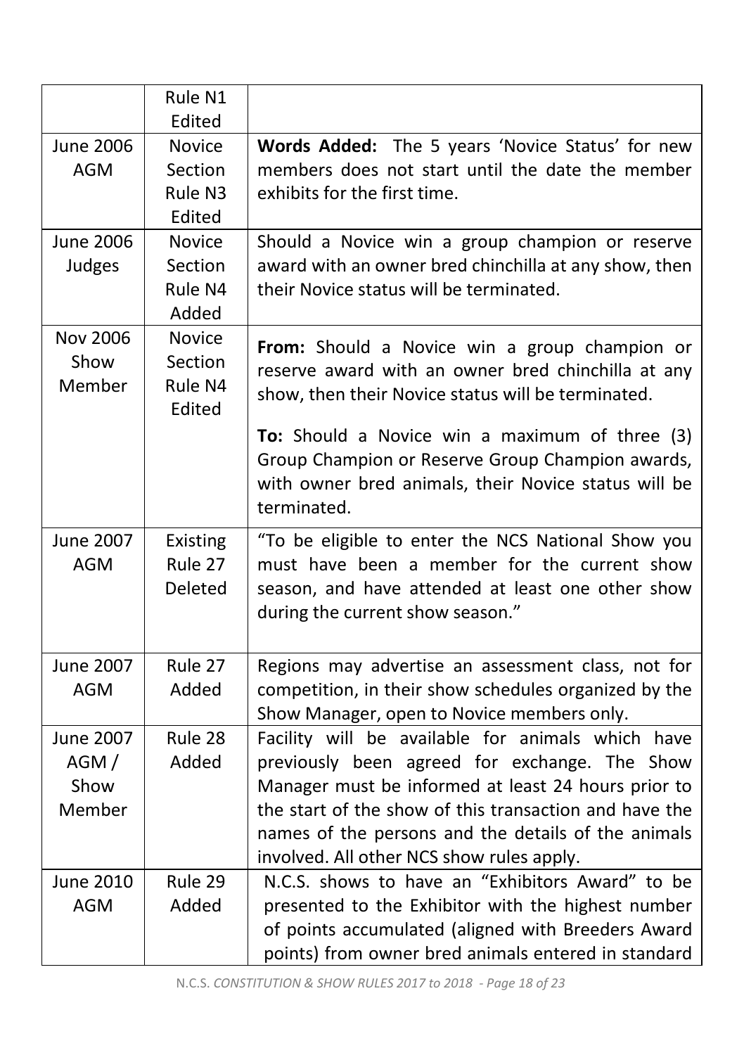| | | |
|---|---|---|
| | Rule N1 Edited | |
| June 2006 AGM | Novice Section Rule N3 Edited | **Words Added:** The 5 years 'Novice Status' for new members does not start until the date the member exhibits for the first time. |
| June 2006 Judges | Novice Section Rule N4 Added | Should a Novice win a group champion or reserve award with an owner bred chinchilla at any show, then their Novice status will be terminated. |
| Nov 2006 Show Member | Novice Section Rule N4 Edited | **From:** Should a Novice win a group champion or reserve award with an owner bred chinchilla at any show, then their Novice status will be terminated.<br><br>**To:** Should a Novice win a maximum of three (3) Group Champion or Reserve Group Champion awards, with owner bred animals, their Novice status will be terminated. |
| June 2007 AGM | Existing Rule 27 Deleted | "To be eligible to enter the NCS National Show you must have been a member for the current show season, and have attended at least one other show during the current show season." |
| June 2007 AGM | Rule 27 Added | Regions may advertise an assessment class, not for competition, in their show schedules organized by the Show Manager, open to Novice members only. |
| June 2007 AGM / Show Member | Rule 28 Added | Facility will be available for animals which have previously been agreed for exchange. The Show Manager must be informed at least 24 hours prior to the start of the show of this transaction and have the names of the persons and the details of the animals involved. All other NCS show rules apply. |
| June 2010 AGM | Rule 29 Added | N.C.S. shows to have an "Exhibitors Award" to be presented to the Exhibitor with the highest number of points accumulated (aligned with Breeders Award points) from owner bred animals entered in standard |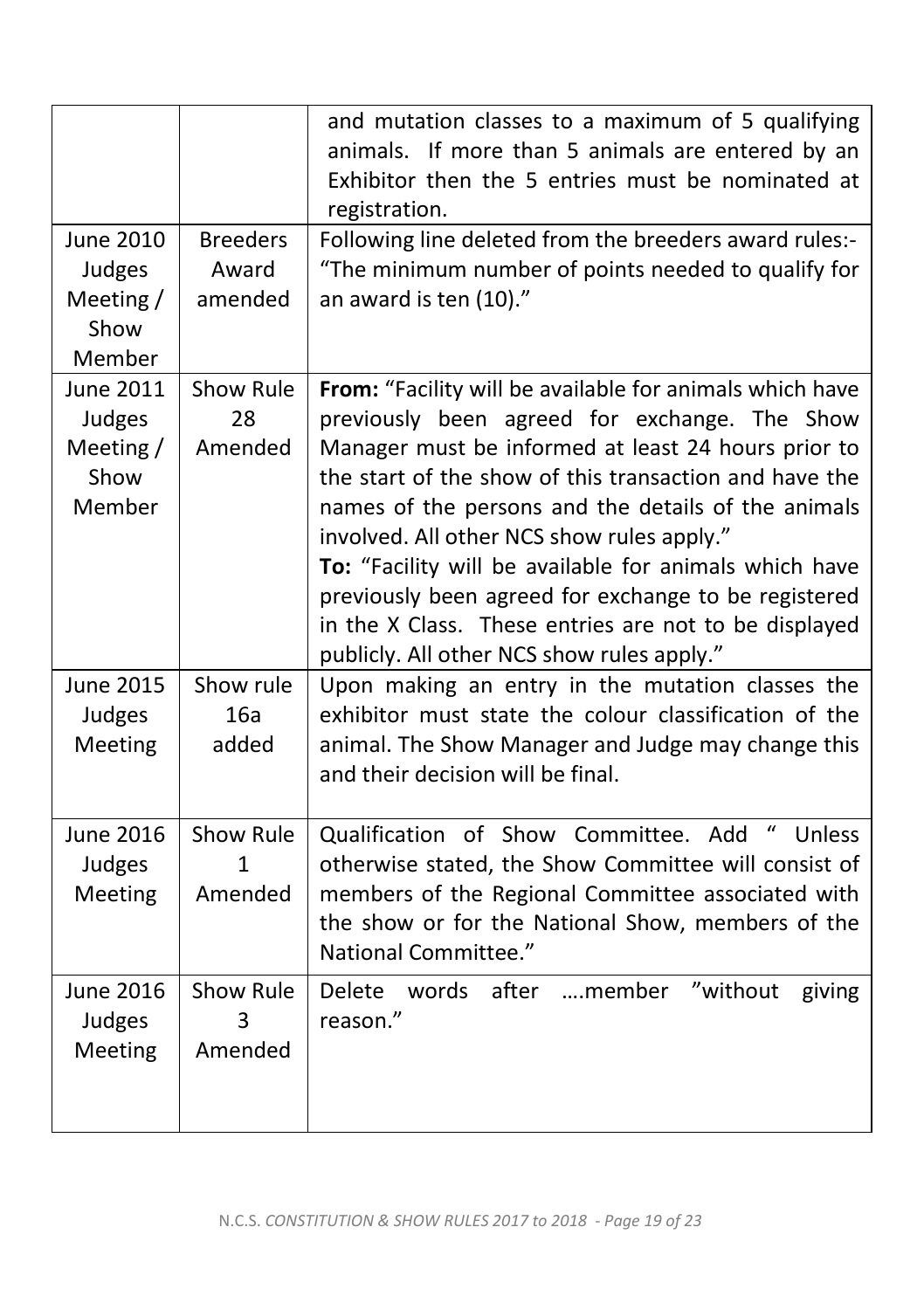|  |  |  |
|---|---|---|
|  |  | and mutation classes to a maximum of 5 qualifying animals. If more than 5 animals are entered by an Exhibitor then the 5 entries must be nominated at registration. |
| June 2010 Judges Meeting / Show Member | Breeders Award amended | Following line deleted from the breeders award rules:- "The minimum number of points needed to qualify for an award is ten (10)." |
| June 2011 Judges Meeting / Show Member | Show Rule 28 Amended | **From:** "Facility will be available for animals which have previously been agreed for exchange. The Show Manager must be informed at least 24 hours prior to the start of the show of this transaction and have the names of the persons and the details of the animals involved. All other NCS show rules apply." **To:** "Facility will be available for animals which have previously been agreed for exchange to be registered in the X Class. These entries are not to be displayed publicly. All other NCS show rules apply." |
| June 2015 Judges Meeting | Show rule 16a added | Upon making an entry in the mutation classes the exhibitor must state the colour classification of the animal. The Show Manager and Judge may change this and their decision will be final. |
| June 2016 Judges Meeting | Show Rule 1 Amended | Qualification of Show Committee. Add " Unless otherwise stated, the Show Committee will consist of members of the Regional Committee associated with the show or for the National Show, members of the National Committee." |
| June 2016 Judges Meeting | Show Rule 3 Amended | Delete words after ….member "without giving reason." |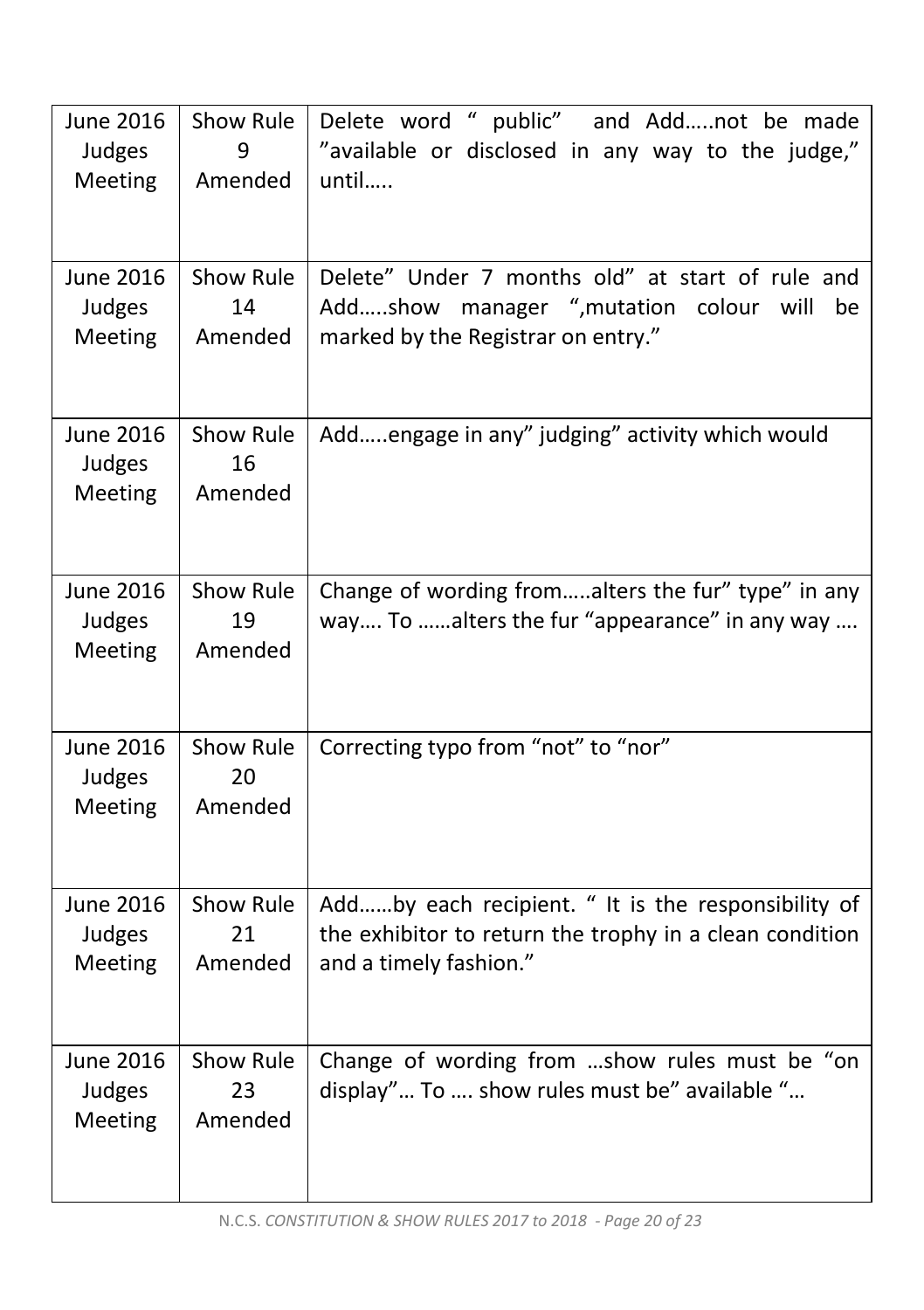| | | |
|---|---|---|
| June 2016 Judges Meeting | Show Rule 9 Amended | Delete word " public" and Add…..not be made "available or disclosed in any way to the judge," until….. |
| June 2016 Judges Meeting | Show Rule 14 Amended | Delete" Under 7 months old" at start of rule and Add…..show manager ",mutation colour will be marked by the Registrar on entry." |
| June 2016 Judges Meeting | Show Rule 16 Amended | Add…..engage in any" judging" activity which would |
| June 2016 Judges Meeting | Show Rule 19 Amended | Change of wording from…..alters the fur" type" in any way…. To ……alters the fur "appearance" in any way …. |
| June 2016 Judges Meeting | Show Rule 20 Amended | Correcting typo from "not" to "nor" |
| June 2016 Judges Meeting | Show Rule 21 Amended | Add……by each recipient. " It is the responsibility of the exhibitor to return the trophy in a clean condition and a timely fashion." |
| June 2016 Judges Meeting | Show Rule 23 Amended | Change of wording from …show rules must be "on display"… To …. show rules must be" available "… |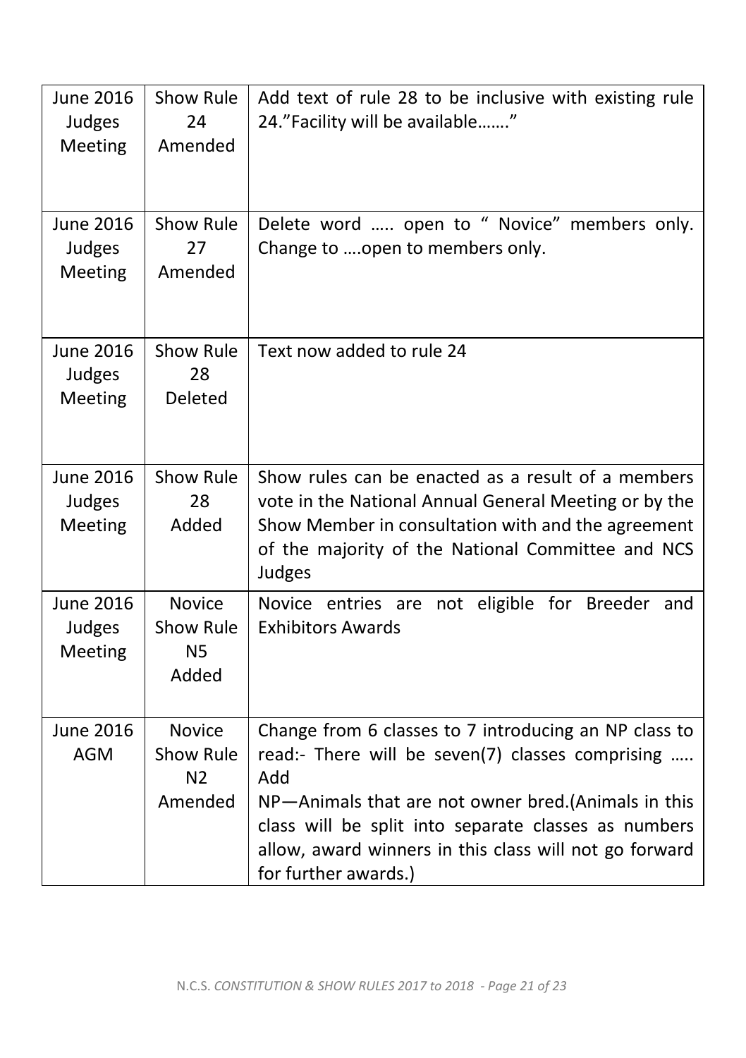| | | |
|---|---|---|
| June 2016 Judges Meeting | Show Rule 24 Amended | Add text of rule 28 to be inclusive with existing rule 24."Facility will be available......." |
| June 2016 Judges Meeting | Show Rule 27 Amended | Delete word ..... open to " Novice" members only. Change to ....open to members only. |
| June 2016 Judges Meeting | Show Rule 28 Deleted | Text now added to rule 24 |
| June 2016 Judges Meeting | Show Rule 28 Added | Show rules can be enacted as a result of a members vote in the National Annual General Meeting or by the Show Member in consultation with and the agreement of the majority of the National Committee and NCS Judges |
| June 2016 Judges Meeting | Novice Show Rule N5 Added | Novice entries are not eligible for Breeder and Exhibitors Awards |
| June 2016 AGM | Novice Show Rule N2 Amended | Change from 6 classes to 7 introducing an NP class to read:- There will be seven(7) classes comprising ..... Add<br>NP—Animals that are not owner bred.(Animals in this class will be split into separate classes as numbers allow, award winners in this class will not go forward for further awards.) |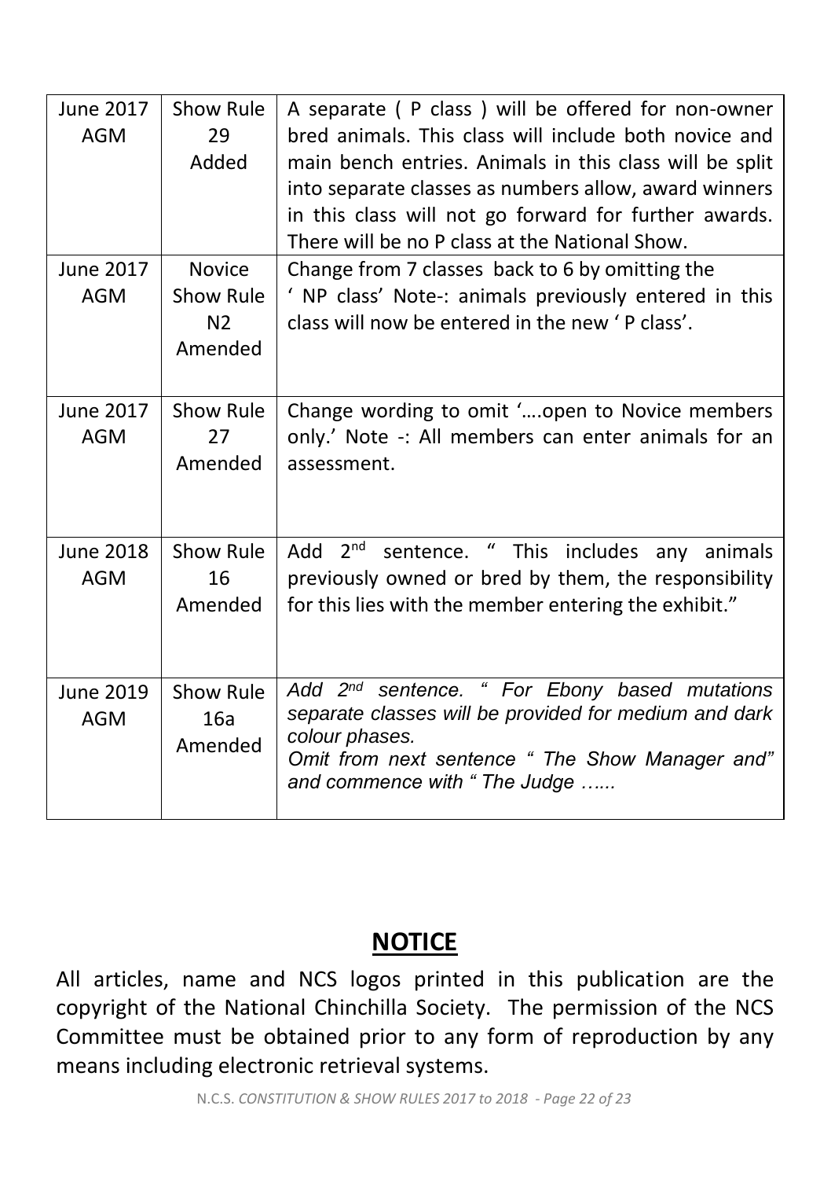| | | |
|---|---|---|
| June 2017 AGM | Show Rule 29 Added | A separate ( P class ) will be offered for non-owner bred animals. This class will include both novice and main bench entries. Animals in this class will be split into separate classes as numbers allow, award winners in this class will not go forward for further awards. There will be no P class at the National Show. |
| June 2017 AGM | Novice Show Rule N2 Amended | Change from 7 classes back to 6 by omitting the ' NP class' Note-: animals previously entered in this class will now be entered in the new ' P class'. |
| June 2017 AGM | Show Rule 27 Amended | Change wording to omit '….open to Novice members only.' Note -: All members can enter animals for an assessment. |
| June 2018 AGM | Show Rule 16 Amended | Add 2nd sentence. " This includes any animals previously owned or bred by them, the responsibility for this lies with the member entering the exhibit." |
| June 2019 AGM | Show Rule 16a Amended | *Add 2nd sentence. " For Ebony based mutations separate classes will be provided for medium and dark colour phases. Omit from next sentence " The Show Manager and" and commence with " The Judge …...* |

## NOTICE

All articles, name and NCS logos printed in this publication are the copyright of the National Chinchilla Society. The permission of the NCS Committee must be obtained prior to any form of reproduction by any means including electronic retrieval systems.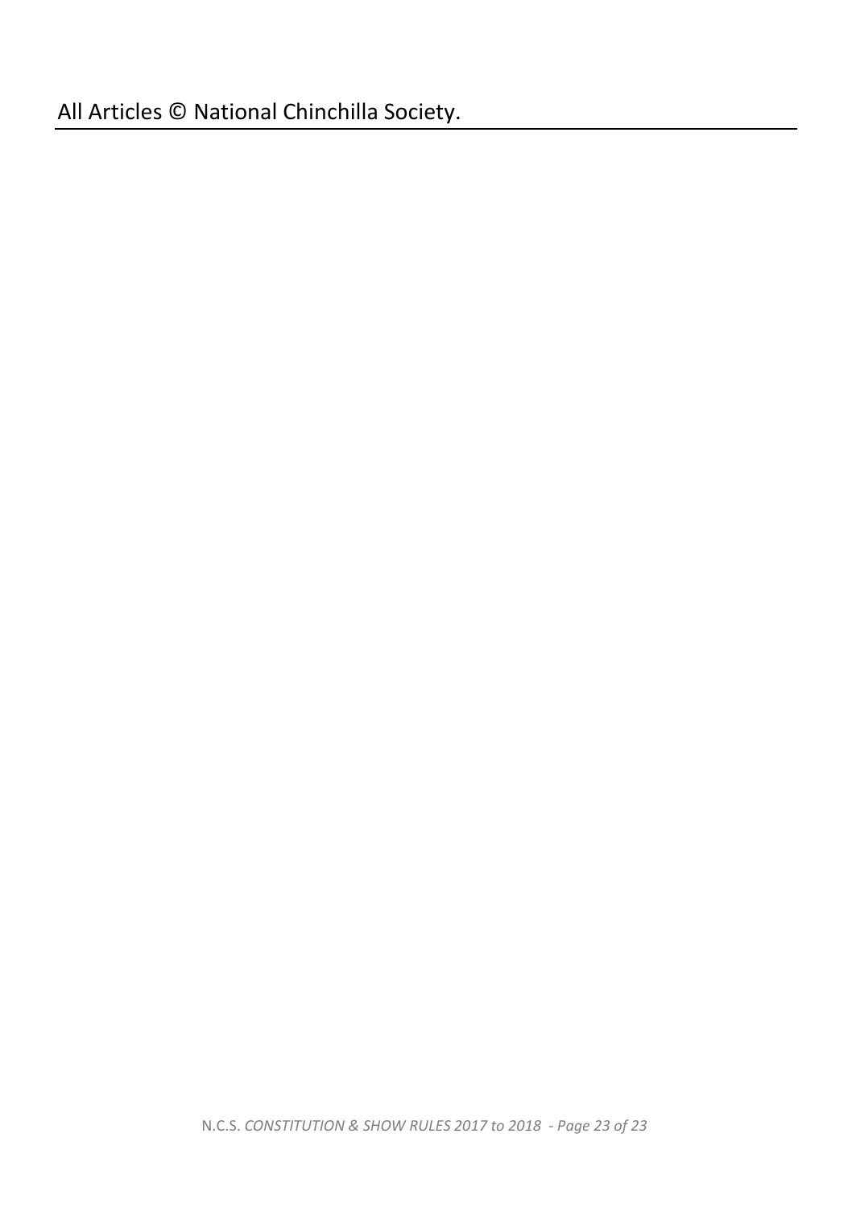All Articles © National Chinchilla Society.